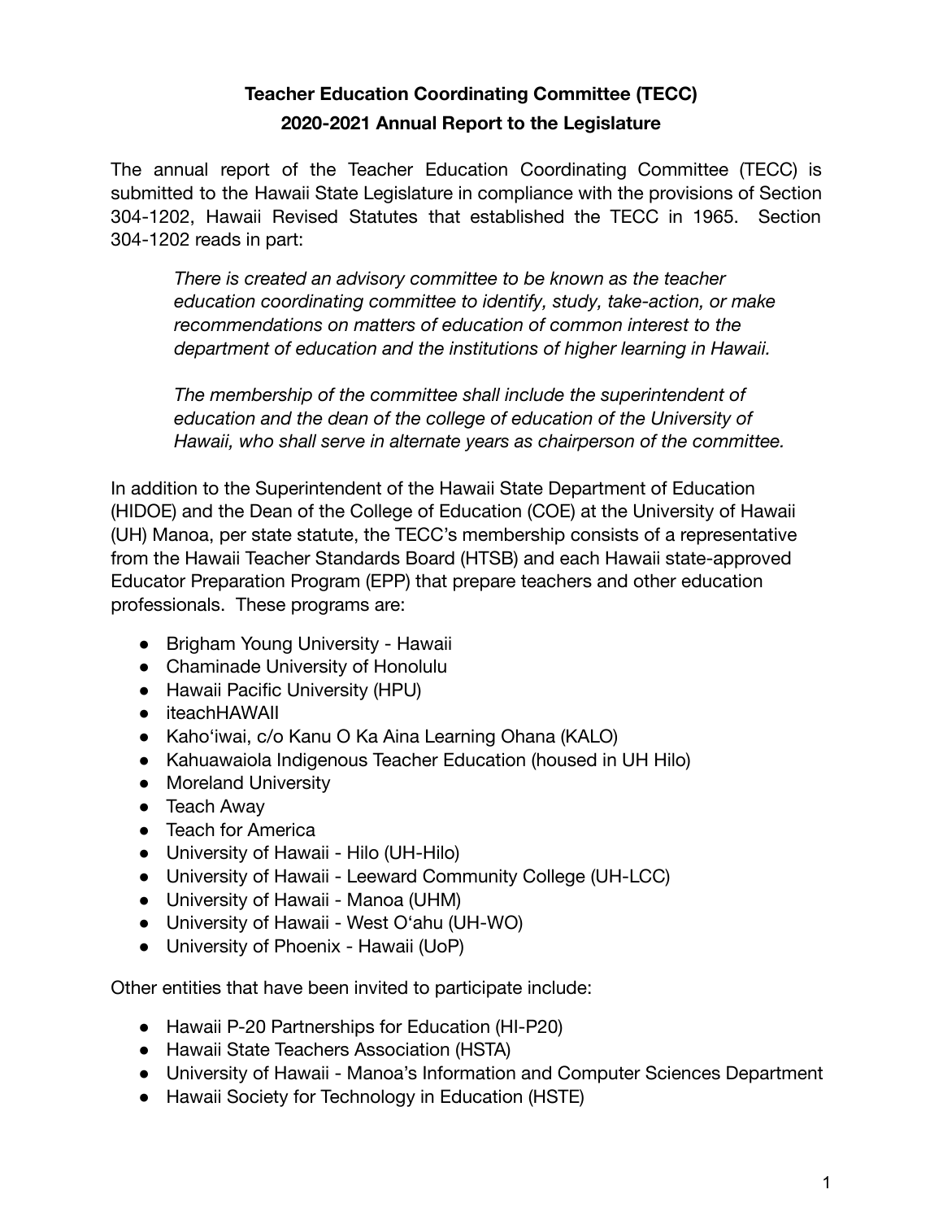# Teacher Education Coordinating Committee (TECC)
## 2020-2021 Annual Report to the Legislature

The annual report of the Teacher Education Coordinating Committee (TECC) is submitted to the Hawaii State Legislature in compliance with the provisions of Section 304-1202, Hawaii Revised Statutes that established the TECC in 1965. Section 304-1202 reads in part:

> *There is created an advisory committee to be known as the teacher education coordinating committee to identify, study, take-action, or make recommendations on matters of education of common interest to the department of education and the institutions of higher learning in Hawaii.*
>
> *The membership of the committee shall include the superintendent of education and the dean of the college of education of the University of Hawaii, who shall serve in alternate years as chairperson of the committee.*

In addition to the Superintendent of the Hawaii State Department of Education (HIDOE) and the Dean of the College of Education (COE) at the University of Hawaii (UH) Manoa, per state statute, the TECC's membership consists of a representative from the Hawaii Teacher Standards Board (HTSB) and each Hawaii state-approved Educator Preparation Program (EPP) that prepare teachers and other education professionals. These programs are:

- Brigham Young University - Hawaii
- Chaminade University of Honolulu
- Hawaii Pacific University (HPU)
- iteachHAWAII
- Kahoʻiwai, c/o Kanu O Ka Aina Learning Ohana (KALO)
- Kahuawaiola Indigenous Teacher Education (housed in UH Hilo)
- Moreland University
- Teach Away
- Teach for America
- University of Hawaii - Hilo (UH-Hilo)
- University of Hawaii - Leeward Community College (UH-LCC)
- University of Hawaii - Manoa (UHM)
- University of Hawaii - West Oʻahu (UH-WO)
- University of Phoenix - Hawaii (UoP)

Other entities that have been invited to participate include:

- Hawaii P-20 Partnerships for Education (HI-P20)
- Hawaii State Teachers Association (HSTA)
- University of Hawaii - Manoa's Information and Computer Sciences Department
- Hawaii Society for Technology in Education (HSTE)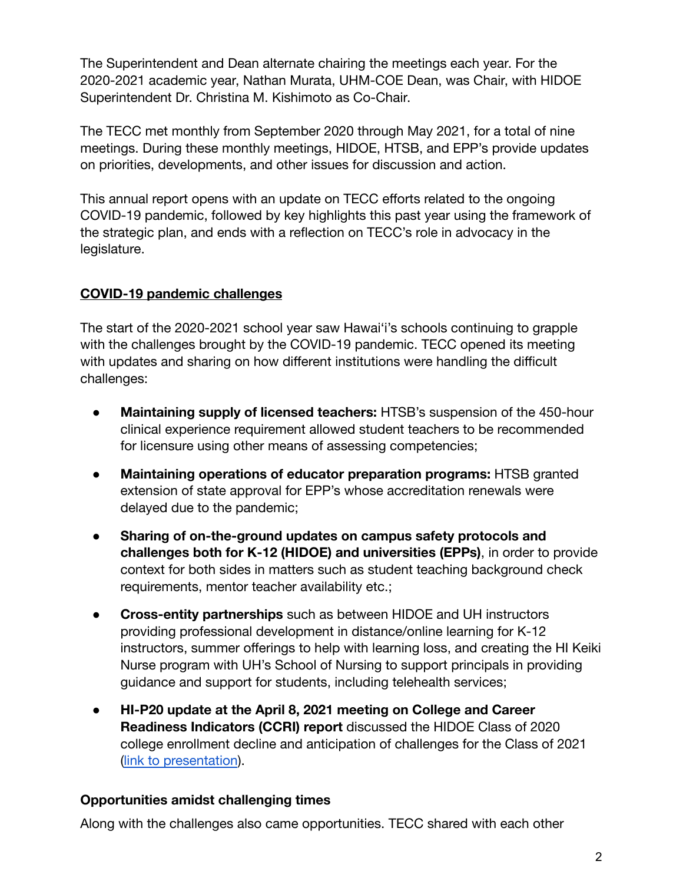The Superintendent and Dean alternate chairing the meetings each year. For the 2020-2021 academic year, Nathan Murata, UHM-COE Dean, was Chair, with HIDOE Superintendent Dr. Christina M. Kishimoto as Co-Chair.

The TECC met monthly from September 2020 through May 2021, for a total of nine meetings. During these monthly meetings, HIDOE, HTSB, and EPP's provide updates on priorities, developments, and other issues for discussion and action.

This annual report opens with an update on TECC efforts related to the ongoing COVID-19 pandemic, followed by key highlights this past year using the framework of the strategic plan, and ends with a reflection on TECC's role in advocacy in the legislature.

## <u>COVID-19 pandemic challenges</u>

The start of the 2020-2021 school year saw Hawaiʻi's schools continuing to grapple with the challenges brought by the COVID-19 pandemic. TECC opened its meeting with updates and sharing on how different institutions were handling the difficult challenges:

- **Maintaining supply of licensed teachers:** HTSB's suspension of the 450-hour clinical experience requirement allowed student teachers to be recommended for licensure using other means of assessing competencies;
- **Maintaining operations of educator preparation programs:** HTSB granted extension of state approval for EPP's whose accreditation renewals were delayed due to the pandemic;
- **Sharing of on-the-ground updates on campus safety protocols and challenges both for K-12 (HIDOE) and universities (EPPs)**, in order to provide context for both sides in matters such as student teaching background check requirements, mentor teacher availability etc.;
- **Cross-entity partnerships** such as between HIDOE and UH instructors providing professional development in distance/online learning for K-12 instructors, summer offerings to help with learning loss, and creating the HI Keiki Nurse program with UH's School of Nursing to support principals in providing guidance and support for students, including telehealth services;
- **HI-P20 update at the April 8, 2021 meeting on College and Career Readiness Indicators (CCRI) report** discussed the HIDOE Class of 2020 college enrollment decline and anticipation of challenges for the Class of 2021 (link to presentation).

### Opportunities amidst challenging times

Along with the challenges also came opportunities. TECC shared with each other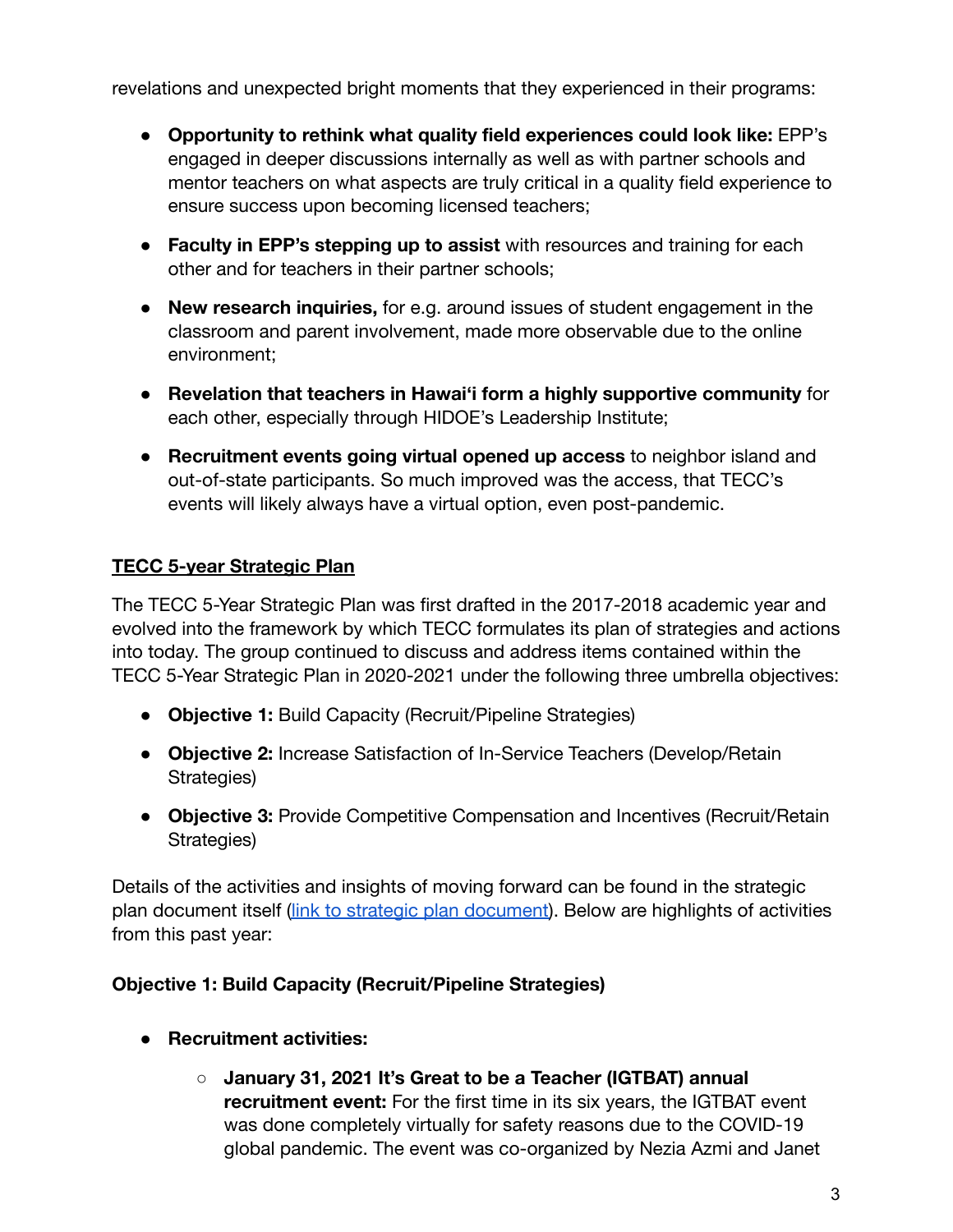revelations and unexpected bright moments that they experienced in their programs:

- **Opportunity to rethink what quality field experiences could look like:** EPP's engaged in deeper discussions internally as well as with partner schools and mentor teachers on what aspects are truly critical in a quality field experience to ensure success upon becoming licensed teachers;
- **Faculty in EPP's stepping up to assist** with resources and training for each other and for teachers in their partner schools;
- **New research inquiries,** for e.g. around issues of student engagement in the classroom and parent involvement, made more observable due to the online environment;
- **Revelation that teachers in Hawaiʻi form a highly supportive community** for each other, especially through HIDOE's Leadership Institute;
- **Recruitment events going virtual opened up access** to neighbor island and out-of-state participants. So much improved was the access, that TECC's events will likely always have a virtual option, even post-pandemic.

## TECC 5-year Strategic Plan

The TECC 5-Year Strategic Plan was first drafted in the 2017-2018 academic year and evolved into the framework by which TECC formulates its plan of strategies and actions into today. The group continued to discuss and address items contained within the TECC 5-Year Strategic Plan in 2020-2021 under the following three umbrella objectives:

- **Objective 1:** Build Capacity (Recruit/Pipeline Strategies)
- **Objective 2:** Increase Satisfaction of In-Service Teachers (Develop/Retain Strategies)
- **Objective 3:** Provide Competitive Compensation and Incentives (Recruit/Retain Strategies)

Details of the activities and insights of moving forward can be found in the strategic plan document itself (link to strategic plan document). Below are highlights of activities from this past year:

### Objective 1: Build Capacity (Recruit/Pipeline Strategies)

- **Recruitment activities:**
  - **January 31, 2021 It's Great to be a Teacher (IGTBAT) annual recruitment event:** For the first time in its six years, the IGTBAT event was done completely virtually for safety reasons due to the COVID-19 global pandemic. The event was co-organized by Nezia Azmi and Janet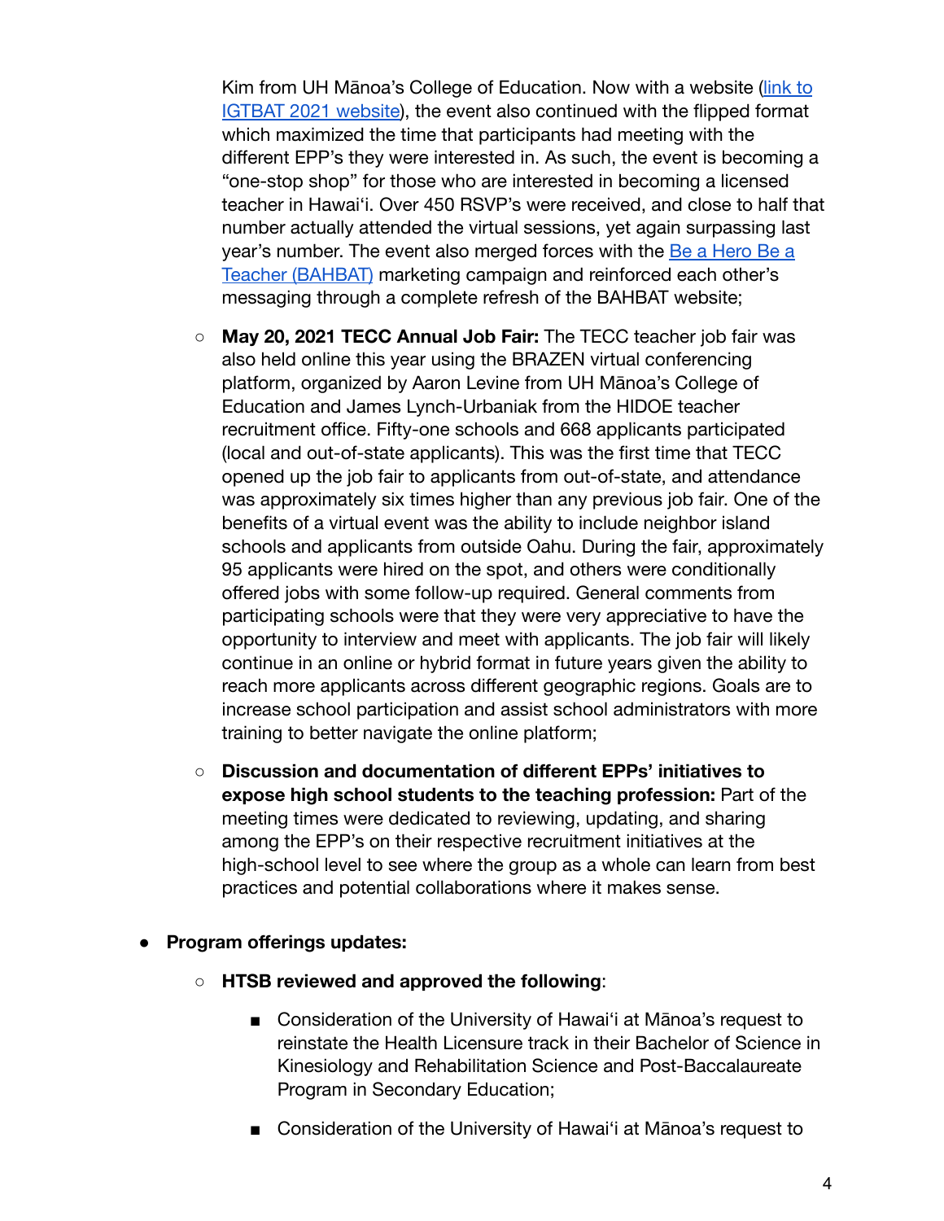Kim from UH Mānoa's College of Education. Now with a website ([link to IGTBAT 2021 website]), the event also continued with the flipped format which maximized the time that participants had meeting with the different EPP's they were interested in. As such, the event is becoming a "one-stop shop" for those who are interested in becoming a licensed teacher in Hawaiʻi. Over 450 RSVP's were received, and close to half that number actually attended the virtual sessions, yet again surpassing last year's number. The event also merged forces with the [Be a Hero Be a Teacher (BAHBAT)] marketing campaign and reinforced each other's messaging through a complete refresh of the BAHBAT website;

  - **May 20, 2021 TECC Annual Job Fair:** The TECC teacher job fair was also held online this year using the BRAZEN virtual conferencing platform, organized by Aaron Levine from UH Mānoa's College of Education and James Lynch-Urbaniak from the HIDOE teacher recruitment office. Fifty-one schools and 668 applicants participated (local and out-of-state applicants). This was the first time that TECC opened up the job fair to applicants from out-of-state, and attendance was approximately six times higher than any previous job fair. One of the benefits of a virtual event was the ability to include neighbor island schools and applicants from outside Oahu. During the fair, approximately 95 applicants were hired on the spot, and others were conditionally offered jobs with some follow-up required. General comments from participating schools were that they were very appreciative to have the opportunity to interview and meet with applicants. The job fair will likely continue in an online or hybrid format in future years given the ability to reach more applicants across different geographic regions. Goals are to increase school participation and assist school administrators with more training to better navigate the online platform;

  - **Discussion and documentation of different EPPs' initiatives to expose high school students to the teaching profession:** Part of the meeting times were dedicated to reviewing, updating, and sharing among the EPP's on their respective recruitment initiatives at the high-school level to see where the group as a whole can learn from best practices and potential collaborations where it makes sense.

- **Program offerings updates:**

  - **HTSB reviewed and approved the following**:

    - Consideration of the University of Hawaiʻi at Mānoa's request to reinstate the Health Licensure track in their Bachelor of Science in Kinesiology and Rehabilitation Science and Post-Baccalaureate Program in Secondary Education;

    - Consideration of the University of Hawaiʻi at Mānoa's request to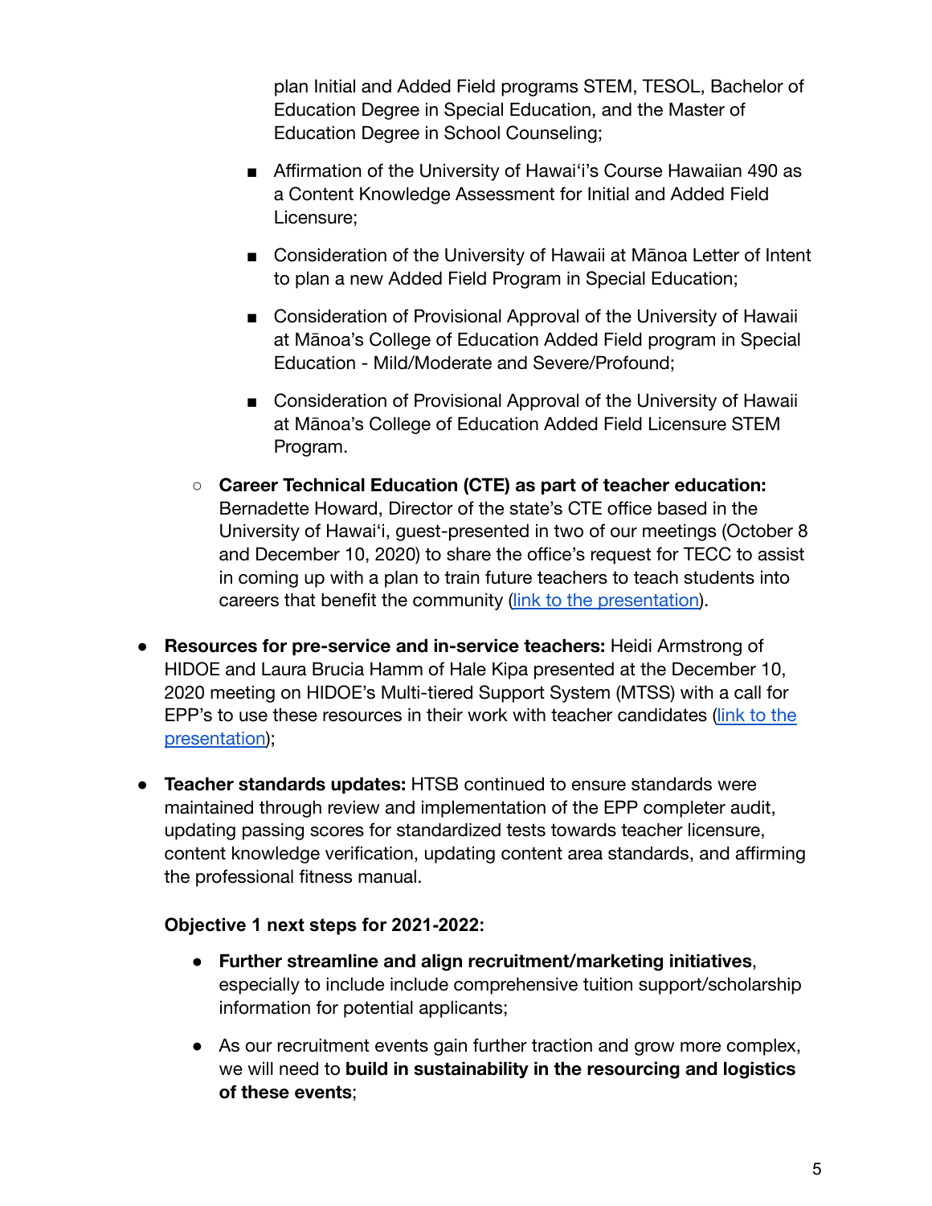plan Initial and Added Field programs STEM, TESOL, Bachelor of Education Degree in Special Education, and the Master of Education Degree in School Counseling;

    - Affirmation of the University of Hawaiʻi's Course Hawaiian 490 as a Content Knowledge Assessment for Initial and Added Field Licensure;
    - Consideration of the University of Hawaii at Mānoa Letter of Intent to plan a new Added Field Program in Special Education;
    - Consideration of Provisional Approval of the University of Hawaii at Mānoa's College of Education Added Field program in Special Education - Mild/Moderate and Severe/Profound;
    - Consideration of Provisional Approval of the University of Hawaii at Mānoa's College of Education Added Field Licensure STEM Program.

  - **Career Technical Education (CTE) as part of teacher education:** Bernadette Howard, Director of the state's CTE office based in the University of Hawaiʻi, guest-presented in two of our meetings (October 8 and December 10, 2020) to share the office's request for TECC to assist in coming up with a plan to train future teachers to teach students into careers that benefit the community (link to the presentation).

- **Resources for pre-service and in-service teachers:** Heidi Armstrong of HIDOE and Laura Brucia Hamm of Hale Kipa presented at the December 10, 2020 meeting on HIDOE's Multi-tiered Support System (MTSS) with a call for EPP's to use these resources in their work with teacher candidates (link to the presentation);

- **Teacher standards updates:** HTSB continued to ensure standards were maintained through review and implementation of the EPP completer audit, updating passing scores for standardized tests towards teacher licensure, content knowledge verification, updating content area standards, and affirming the professional fitness manual.

**Objective 1 next steps for 2021-2022:**

- **Further streamline and align recruitment/marketing initiatives**, especially to include include comprehensive tuition support/scholarship information for potential applicants;
- As our recruitment events gain further traction and grow more complex, we will need to **build in sustainability in the resourcing and logistics of these events**;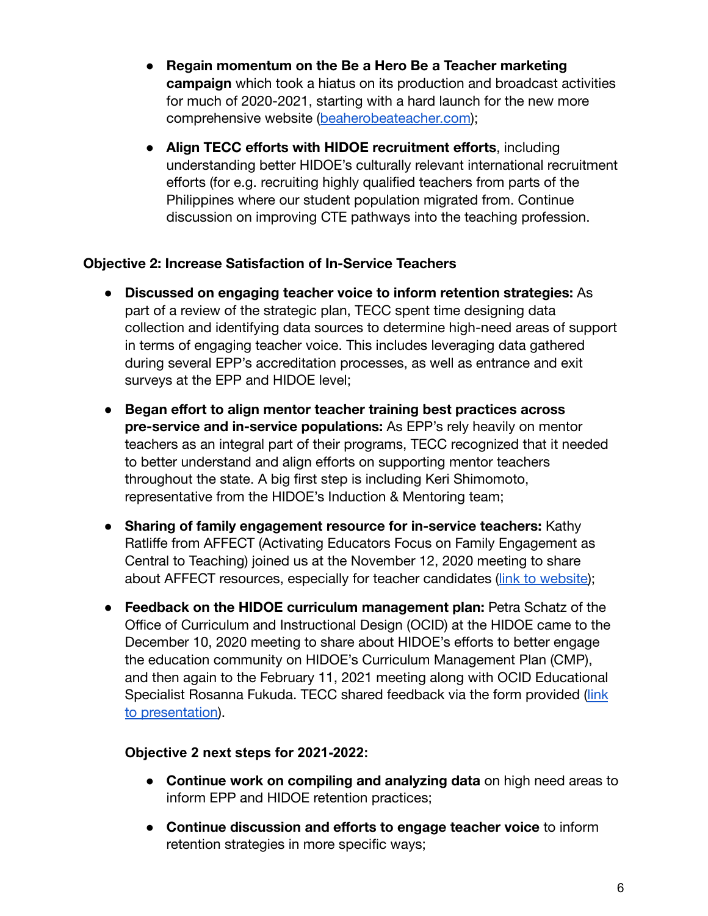- **Regain momentum on the Be a Hero Be a Teacher marketing campaign** which took a hiatus on its production and broadcast activities for much of 2020-2021, starting with a hard launch for the new more comprehensive website (beaherobeateacher.com);

- **Align TECC efforts with HIDOE recruitment efforts**, including understanding better HIDOE's culturally relevant international recruitment efforts (for e.g. recruiting highly qualified teachers from parts of the Philippines where our student population migrated from. Continue discussion on improving CTE pathways into the teaching profession.

**Objective 2: Increase Satisfaction of In-Service Teachers**

- **Discussed on engaging teacher voice to inform retention strategies:** As part of a review of the strategic plan, TECC spent time designing data collection and identifying data sources to determine high-need areas of support in terms of engaging teacher voice. This includes leveraging data gathered during several EPP's accreditation processes, as well as entrance and exit surveys at the EPP and HIDOE level;

- **Began effort to align mentor teacher training best practices across pre-service and in-service populations:** As EPP's rely heavily on mentor teachers as an integral part of their programs, TECC recognized that it needed to better understand and align efforts on supporting mentor teachers throughout the state. A big first step is including Keri Shimomoto, representative from the HIDOE's Induction & Mentoring team;

- **Sharing of family engagement resource for in-service teachers:** Kathy Ratliffe from AFFECT (Activating Educators Focus on Family Engagement as Central to Teaching) joined us at the November 12, 2020 meeting to share about AFFECT resources, especially for teacher candidates (link to website);

- **Feedback on the HIDOE curriculum management plan:** Petra Schatz of the Office of Curriculum and Instructional Design (OCID) at the HIDOE came to the December 10, 2020 meeting to share about HIDOE's efforts to better engage the education community on HIDOE's Curriculum Management Plan (CMP), and then again to the February 11, 2021 meeting along with OCID Educational Specialist Rosanna Fukuda. TECC shared feedback via the form provided (link to presentation).

**Objective 2 next steps for 2021-2022:**

- **Continue work on compiling and analyzing data** on high need areas to inform EPP and HIDOE retention practices;

- **Continue discussion and efforts to engage teacher voice** to inform retention strategies in more specific ways;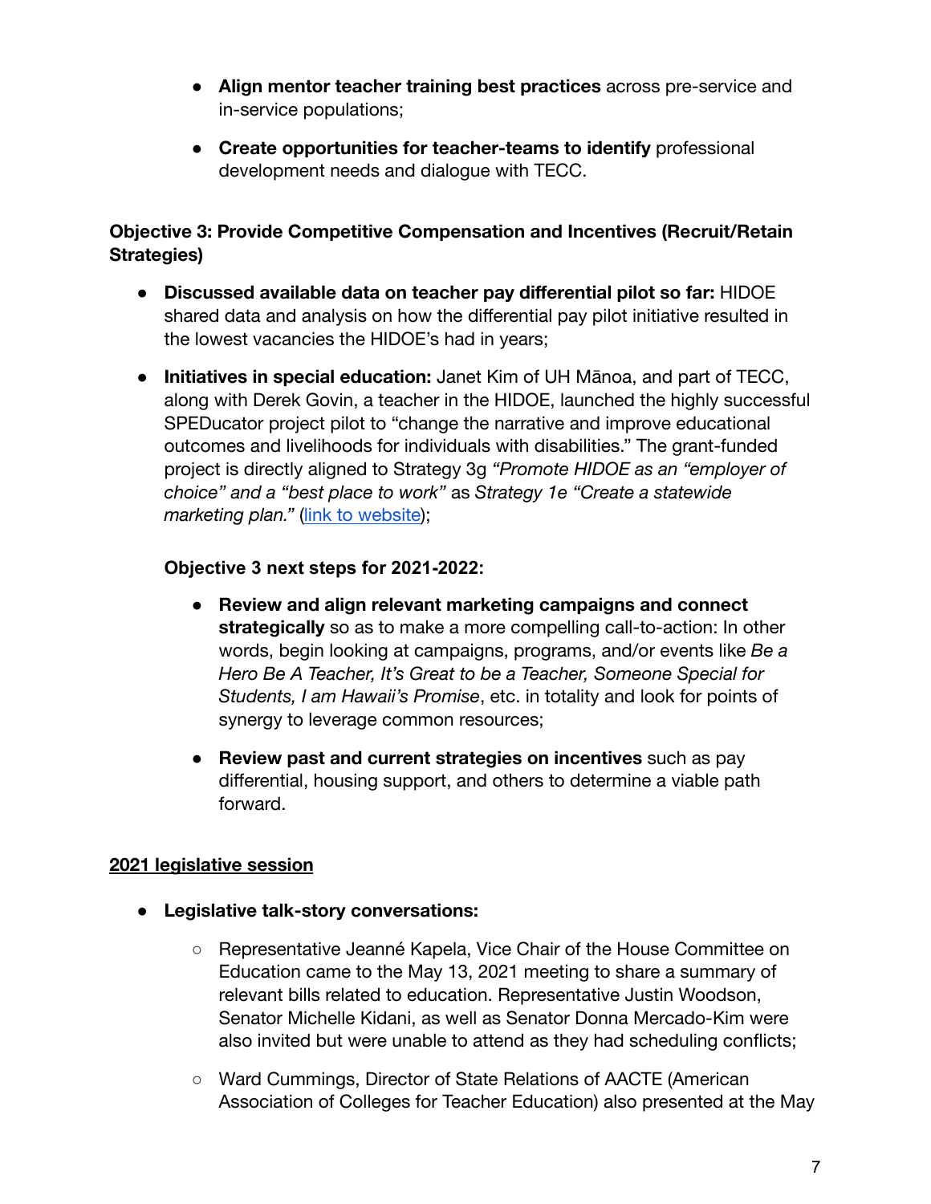- **Align mentor teacher training best practices** across pre-service and in-service populations;
- **Create opportunities for teacher-teams to identify** professional development needs and dialogue with TECC.

**Objective 3: Provide Competitive Compensation and Incentives (Recruit/Retain Strategies)**

- **Discussed available data on teacher pay differential pilot so far:** HIDOE shared data and analysis on how the differential pay pilot initiative resulted in the lowest vacancies the HIDOE's had in years;
- **Initiatives in special education:** Janet Kim of UH Mānoa, and part of TECC, along with Derek Govin, a teacher in the HIDOE, launched the highly successful SPEDucator project pilot to "change the narrative and improve educational outcomes and livelihoods for individuals with disabilities." The grant-funded project is directly aligned to Strategy 3g *"Promote HIDOE as an "employer of choice" and a "best place to work"* as *Strategy 1e "Create a statewide marketing plan."* ([link to website](link to website));

  **Objective 3 next steps for 2021-2022:**

  - **Review and align relevant marketing campaigns and connect strategically** so as to make a more compelling call-to-action: In other words, begin looking at campaigns, programs, and/or events like *Be a Hero Be A Teacher, It's Great to be a Teacher, Someone Special for Students, I am Hawaii's Promise*, etc. in totality and look for points of synergy to leverage common resources;
  - **Review past and current strategies on incentives** such as pay differential, housing support, and others to determine a viable path forward.

**<u>2021 legislative session</u>**

- **Legislative talk-story conversations:**
  - Representative Jeanné Kapela, Vice Chair of the House Committee on Education came to the May 13, 2021 meeting to share a summary of relevant bills related to education. Representative Justin Woodson, Senator Michelle Kidani, as well as Senator Donna Mercado-Kim were also invited but were unable to attend as they had scheduling conflicts;
  - Ward Cummings, Director of State Relations of AACTE (American Association of Colleges for Teacher Education) also presented at the May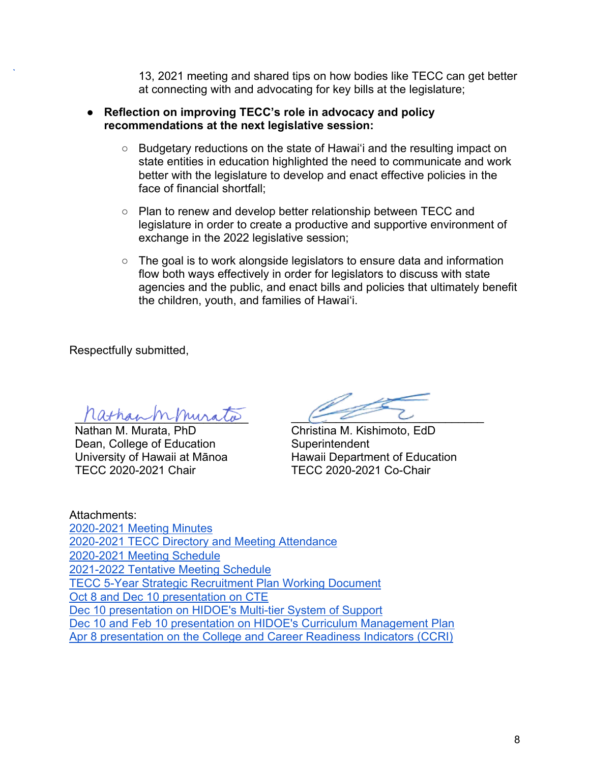13, 2021 meeting and shared tips on how bodies like TECC can get better at connecting with and advocating for key bills at the legislature;

- **Reflection on improving TECC's role in advocacy and policy recommendations at the next legislative session:**
  - Budgetary reductions on the state of Hawaiʻi and the resulting impact on state entities in education highlighted the need to communicate and work better with the legislature to develop and enact effective policies in the face of financial shortfall;
  - Plan to renew and develop better relationship between TECC and legislature in order to create a productive and supportive environment of exchange in the 2022 legislative session;
  - The goal is to work alongside legislators to ensure data and information flow both ways effectively in order for legislators to discuss with state agencies and the public, and enact bills and policies that ultimately benefit the children, youth, and families of Hawaiʻi.

Respectfully submitted,

Nathan M. Murata, PhD
Dean, College of Education
University of Hawaii at Mānoa
TECC 2020-2021 Chair

Christina M. Kishimoto, EdD
Superintendent
Hawaii Department of Education
TECC 2020-2021 Co-Chair

Attachments:
2020-2021 Meeting Minutes
2020-2021 TECC Directory and Meeting Attendance
2020-2021 Meeting Schedule
2021-2022 Tentative Meeting Schedule
TECC 5-Year Strategic Recruitment Plan Working Document
Oct 8 and Dec 10 presentation on CTE
Dec 10 presentation on HIDOE's Multi-tier System of Support
Dec 10 and Feb 10 presentation on HIDOE's Curriculum Management Plan
Apr 8 presentation on the College and Career Readiness Indicators (CCRI)